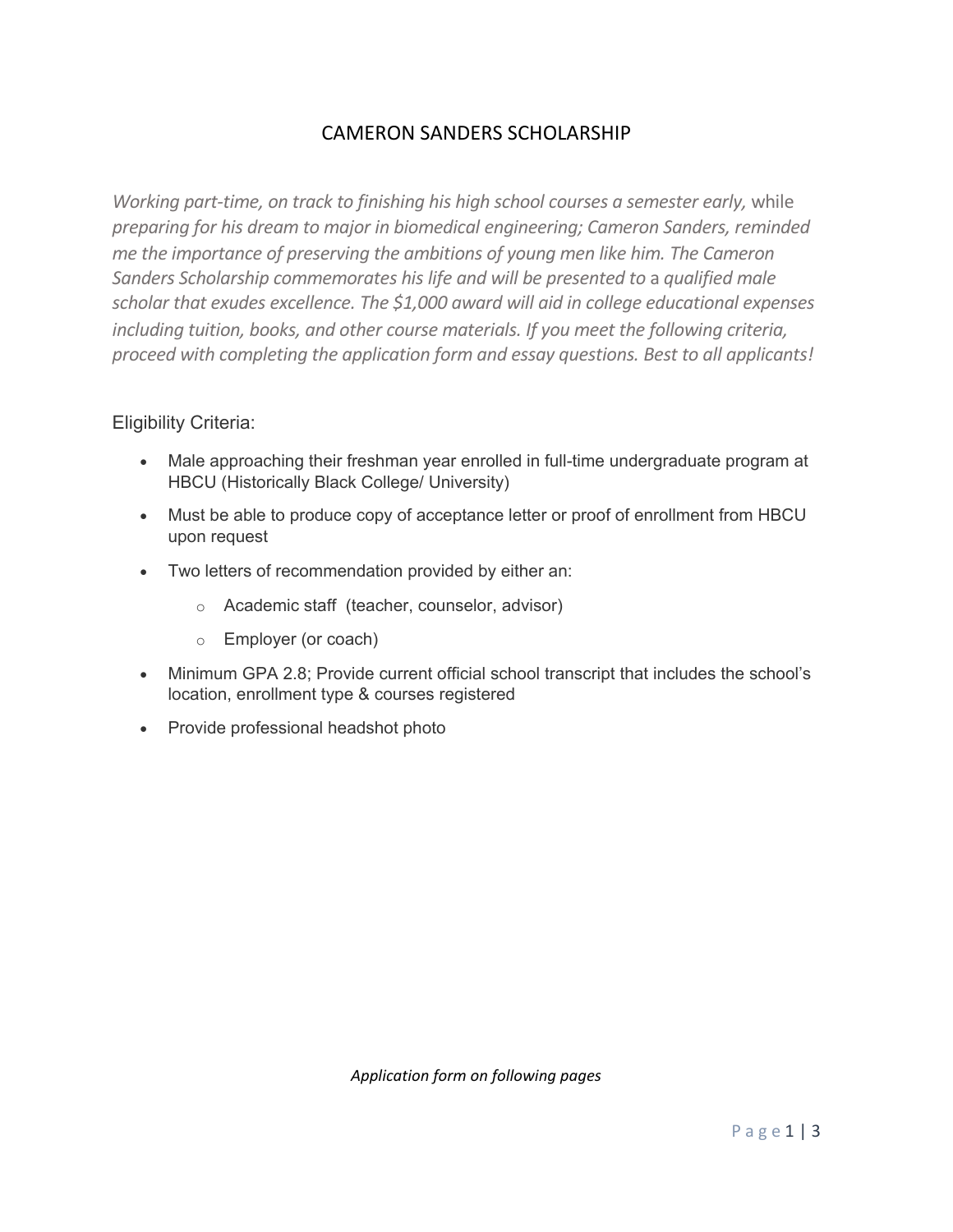# CAMERON SANDERS SCHOLARSHIP

*Working part-time, on track to finishing his high school courses a semester early,* while *preparing for his dream to major in biomedical engineering; Cameron Sanders, reminded me the importance of preserving the ambitions of young men like him. The Cameron Sanders Scholarship commemorates his life and will be presented to* a *qualified male scholar that exudes excellence. The $1,000 award will aid in college educational expenses including tuition, books, and other course materials. If you meet the following criteria, proceed with completing the application form and essay questions. Best to all applicants!*

Eligibility Criteria:

- Male approaching their freshman year enrolled in full-time undergraduate program at HBCU (Historically Black College/ University)
- Must be able to produce copy of acceptance letter or proof of enrollment from HBCU upon request
- Two letters of recommendation provided by either an:
  - Academic staff (teacher, counselor, advisor)
  - Employer (or coach)
- Minimum GPA 2.8; Provide current official school transcript that includes the school's location, enrollment type & courses registered
- Provide professional headshot photo

*Application form on following pages*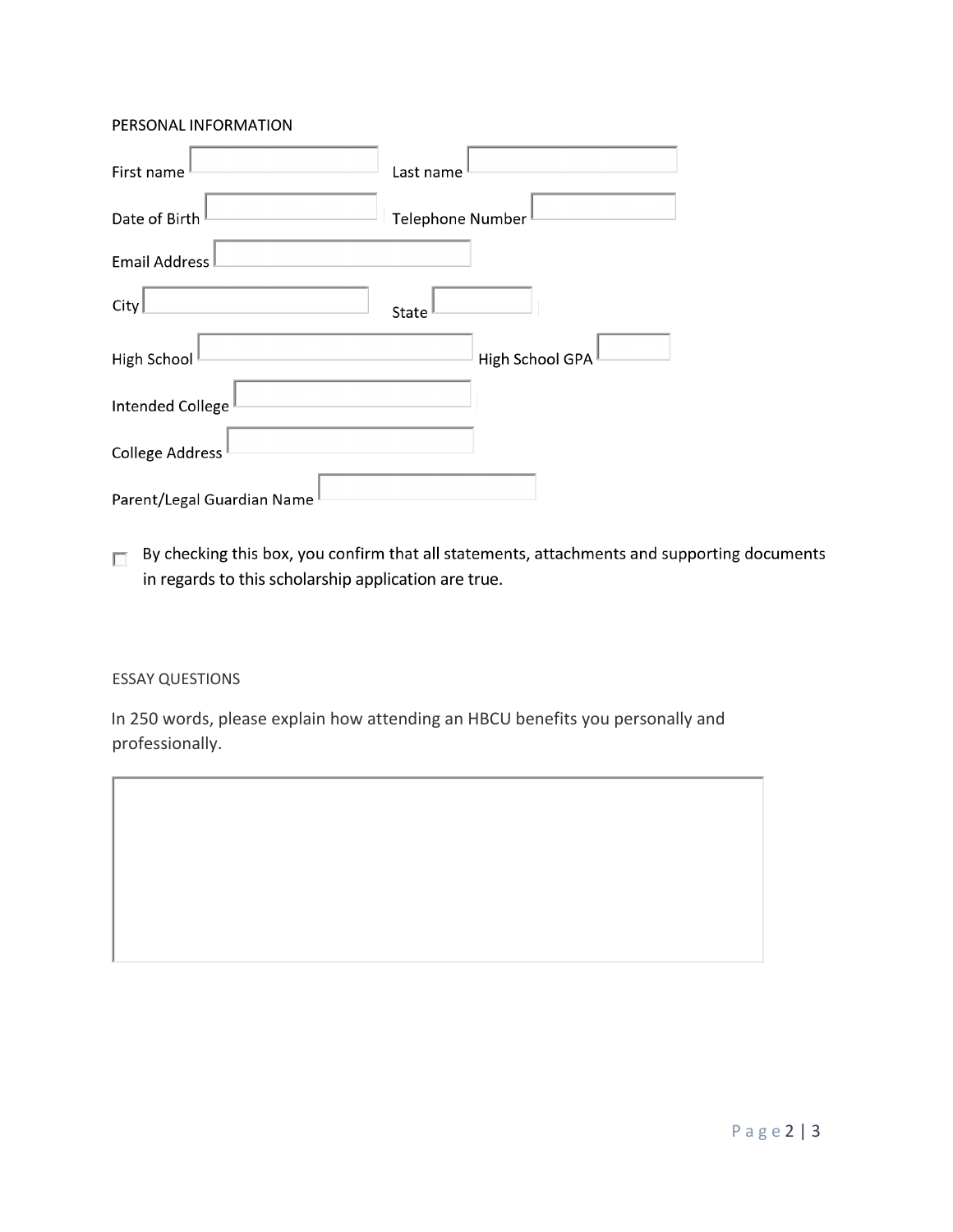## PERSONAL INFORMATION

First name ____________________ Last name ____________________

Date of Birth ____________________ Telephone Number ____________________

Email Address ____________________

City ____________________ State ____________________

High School ____________________ High School GPA ____________________

Intended College ____________________

College Address ____________________

Parent/Legal Guardian Name ____________________

☐ By checking this box, you confirm that all statements, attachments and supporting documents in regards to this scholarship application are true.

## ESSAY QUESTIONS

In 250 words, please explain how attending an HBCU benefits you personally and professionally.

&nbsp;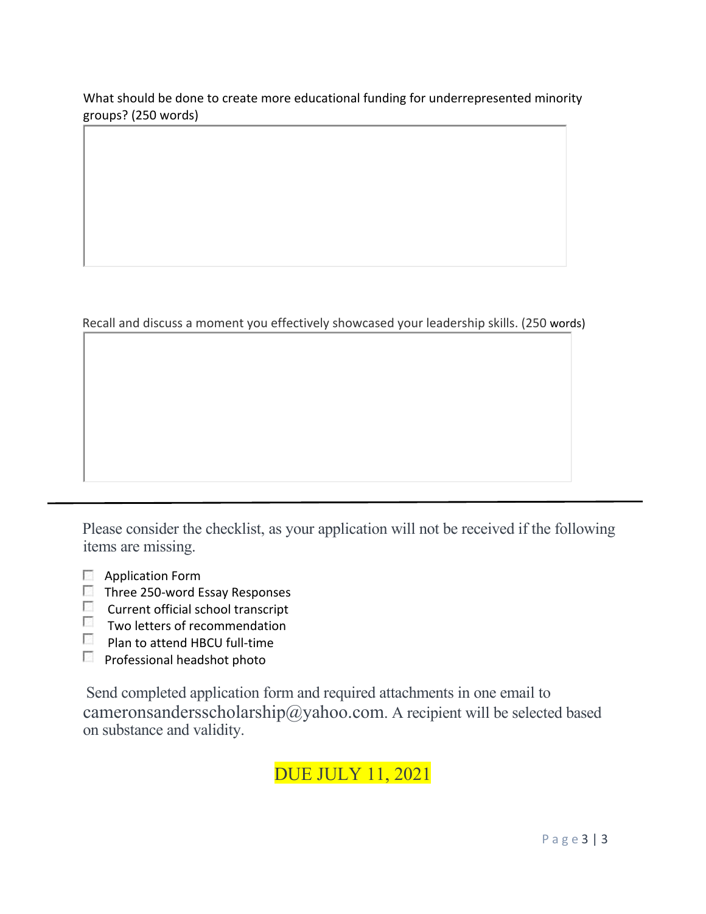What should be done to create more educational funding for underrepresented minority groups? (250 words)

Recall and discuss a moment you effectively showcased your leadership skills. (250 words)

---

Please consider the checklist, as your application will not be received if the following items are missing.

- [ ] Application Form
- [ ] Three 250-word Essay Responses
- [ ] Current official school transcript
- [ ] Two letters of recommendation
- [ ] Plan to attend HBCU full-time
- [ ] Professional headshot photo

Send completed application form and required attachments in one email to cameronsandersscholarship@yahoo.com. A recipient will be selected based on substance and validity.

**DUE JULY 11, 2021**